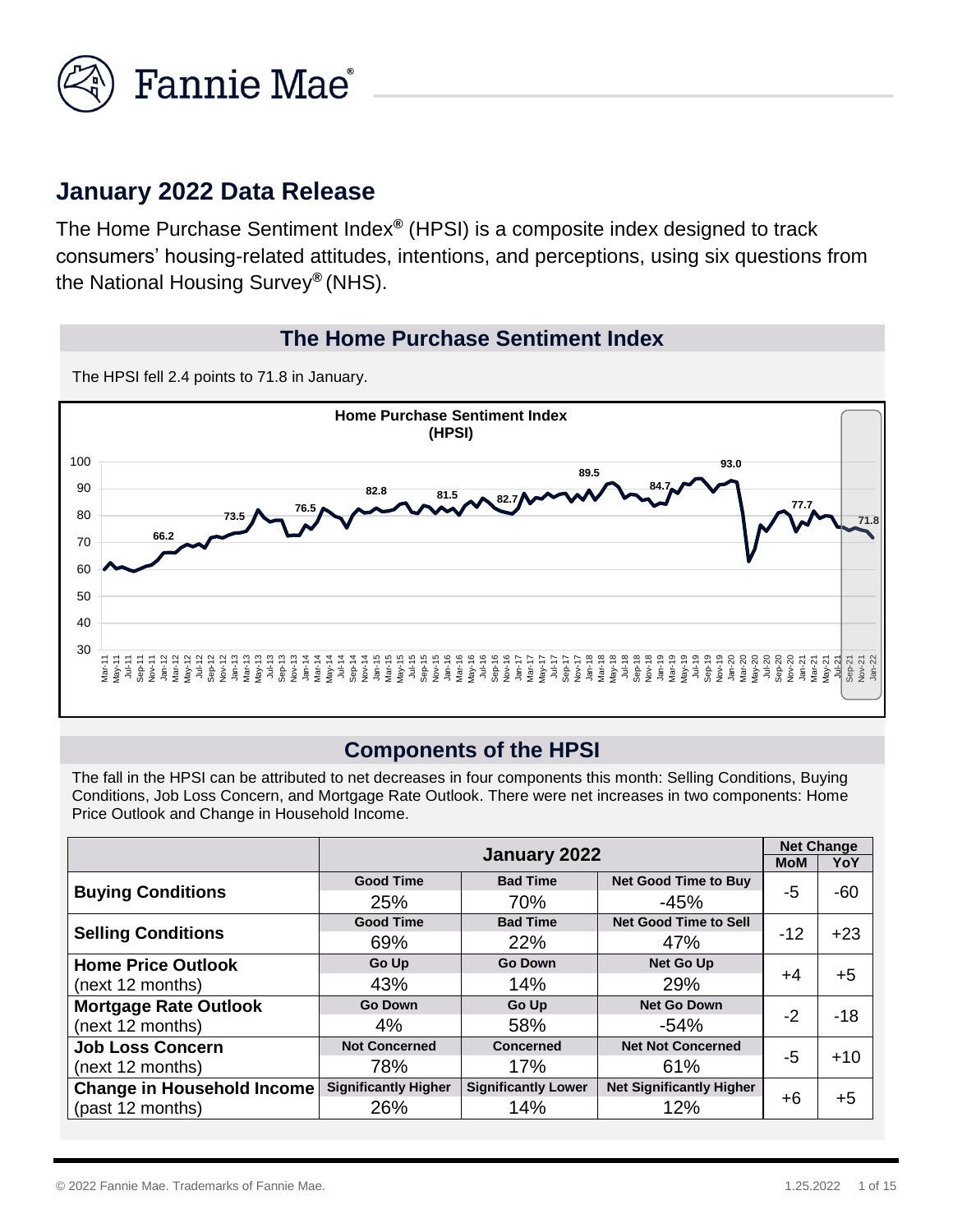## January 2022 Data Release

The Home Purchase Sentiment Index® (HPSI) is a composite index designed to track consumers' housing-related attitudes, intentions, and perceptions, using six questions from the National Housing Survey® (NHS).

### The Home Purchase Sentiment Index

The HPSI fell 2.4 points to 71.8 in January.

### Components of the HPSI

The fall in the HPSI can be attributed to net decreases in four components this month: Selling Conditions, Buying Conditions, Job Loss Concern, and Mortgage Rate Outlook. There were net increases in two components: Home Price Outlook and Change in Household Income.

| | January 2022 | | | Net Change | |
|---|---|---|---|---|---|
| | | | | MoM | YoY |
| **Buying Conditions** | Good Time: 25% | Bad Time: 70% | Net Good Time to Buy: -45% | -5 | -60 |
| **Selling Conditions** | Good Time: 69% | Bad Time: 22% | Net Good Time to Sell: 47% | -12 | +23 |
| **Home Price Outlook** (next 12 months) | Go Up: 43% | Go Down: 14% | Net Go Up: 29% | +4 | +5 |
| **Mortgage Rate Outlook** (next 12 months) | Go Down: 4% | Go Up: 58% | Net Go Down: -54% | -2 | -18 |
| **Job Loss Concern** (next 12 months) | Not Concerned: 78% | Concerned: 17% | Net Not Concerned: 61% | -5 | +10 |
| **Change in Household Income** (past 12 months) | Significantly Higher: 26% | Significantly Lower: 14% | Net Significantly Higher: 12% | +6 | +5 |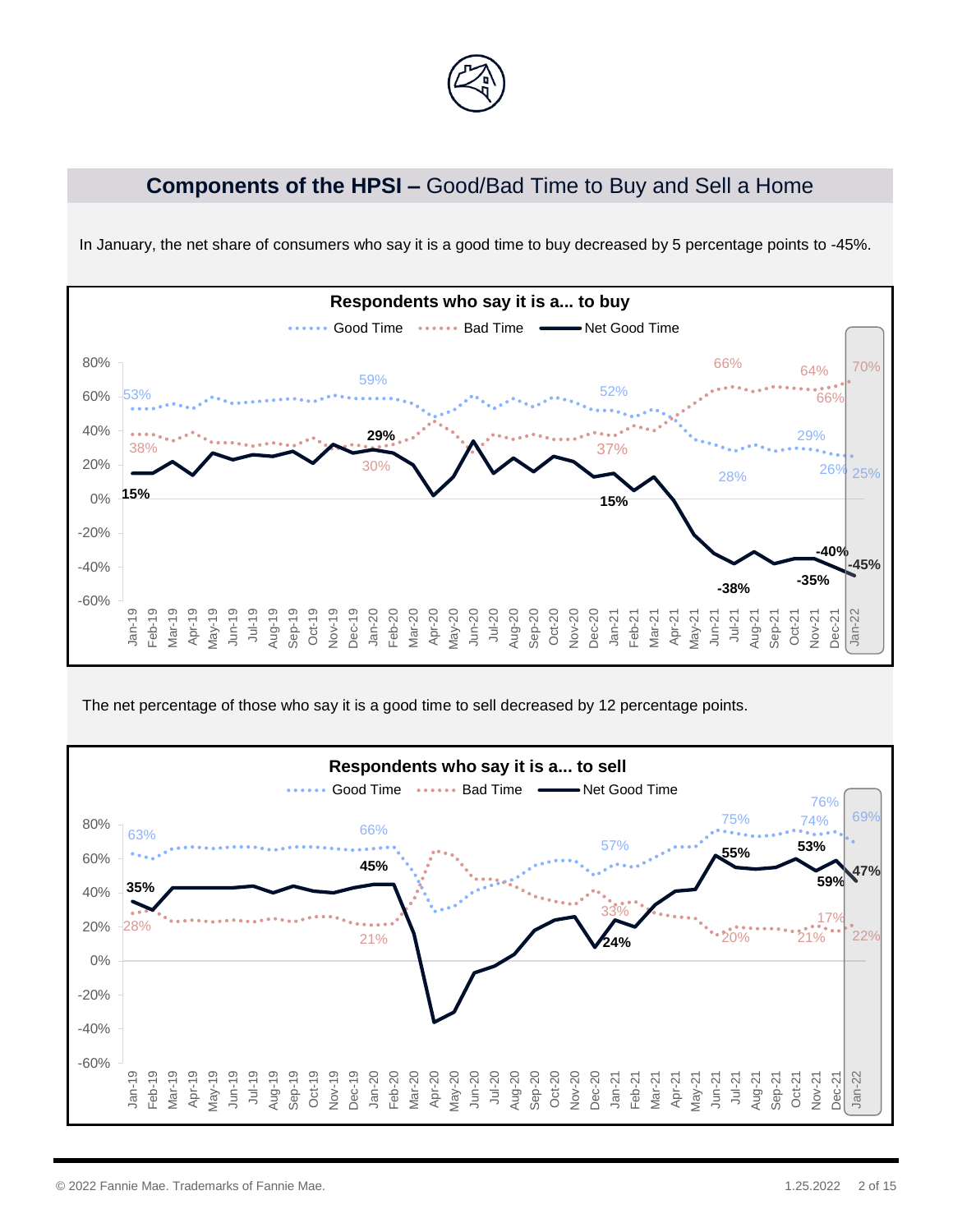## Components of the HPSI – Good/Bad Time to Buy and Sell a Home

In January, the net share of consumers who say it is a good time to buy decreased by 5 percentage points to -45%.

**Respondents who say it is a... to buy**

Good Time · Bad Time · Net Good Time

The net percentage of those who say it is a good time to sell decreased by 12 percentage points.

**Respondents who say it is a... to sell**

Good Time · Bad Time · Net Good Time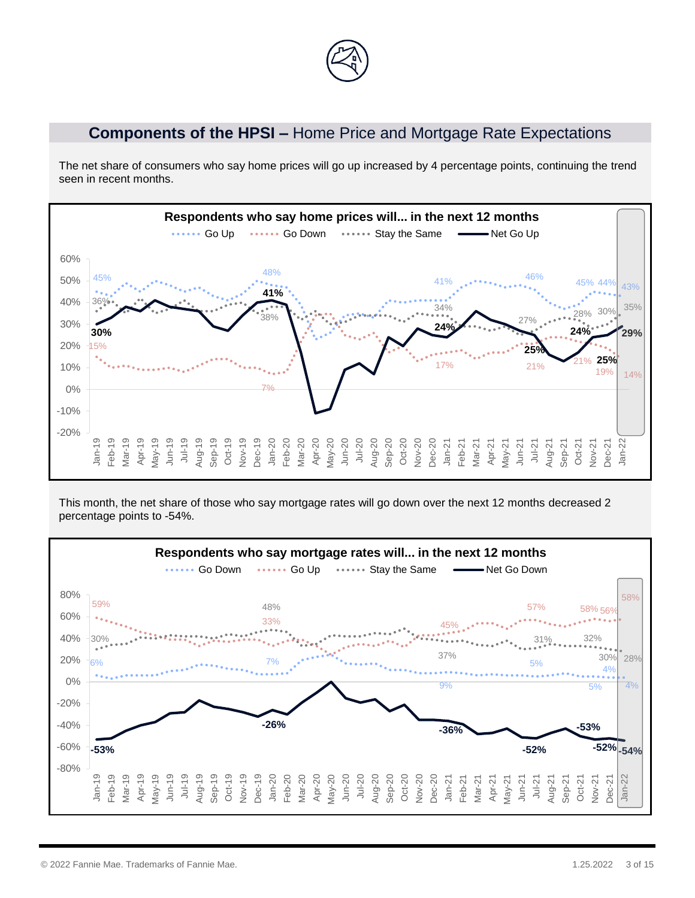## **Components of the HPSI –** Home Price and Mortgage Rate Expectations

The net share of consumers who say home prices will go up increased by 4 percentage points, continuing the trend seen in recent months.

**Respondents who say home prices will... in the next 12 months**

This month, the net share of those who say mortgage rates will go down over the next 12 months decreased 2 percentage points to -54%.

**Respondents who say mortgage rates will... in the next 12 months**

© 2022 Fannie Mae. Trademarks of Fannie Mae.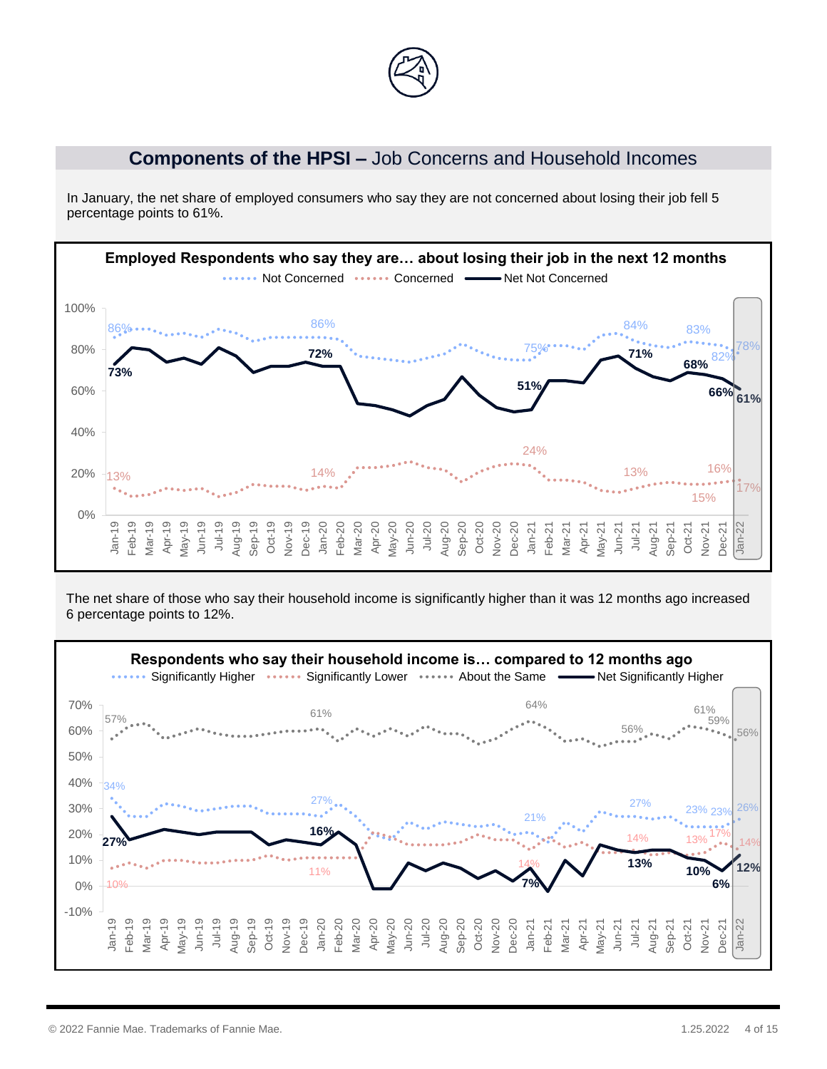## **Components of the HPSI –** Job Concerns and Household Incomes

In January, the net share of employed consumers who say they are not concerned about losing their job fell 5 percentage points to 61%.

**Employed Respondents who say they are… about losing their job in the next 12 months**

Not Concerned · Concerned · Net Not Concerned

The net share of those who say their household income is significantly higher than it was 12 months ago increased 6 percentage points to 12%.

**Respondents who say their household income is… compared to 12 months ago**

Significantly Higher · Significantly Lower · About the Same · Net Significantly Higher

© 2022 Fannie Mae. Trademarks of Fannie Mae. 1.25.2022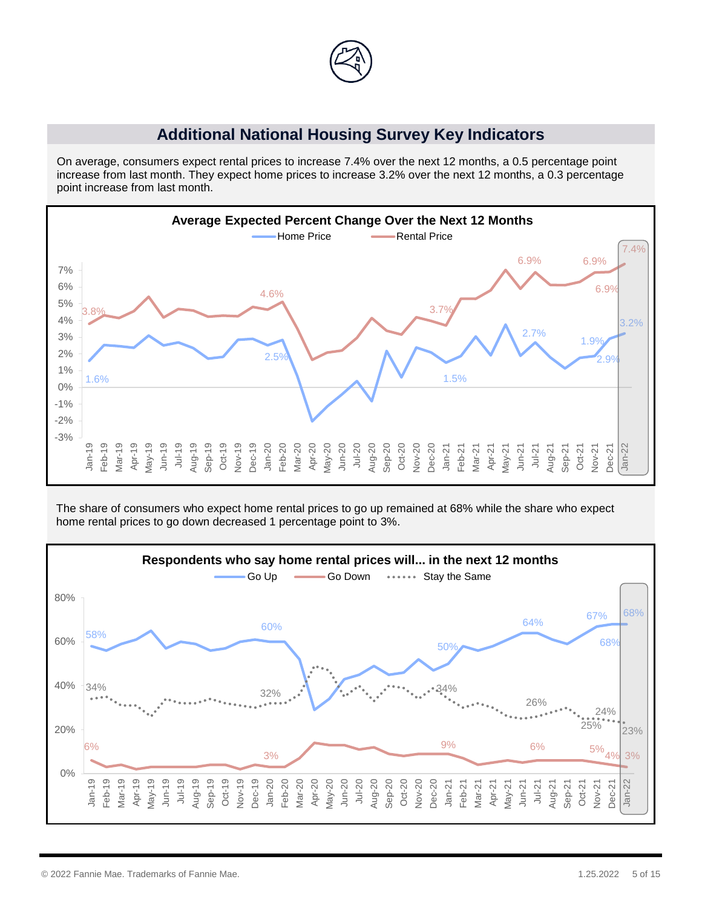## Additional National Housing Survey Key Indicators

On average, consumers expect rental prices to increase 7.4% over the next 12 months, a 0.5 percentage point increase from last month. They expect home prices to increase 3.2% over the next 12 months, a 0.3 percentage point increase from last month.

**Average Expected Percent Change Over the Next 12 Months**

The share of consumers who expect home rental prices to go up remained at 68% while the share who expect home rental prices to go down decreased 1 percentage point to 3%.

**Respondents who say home rental prices will... in the next 12 months**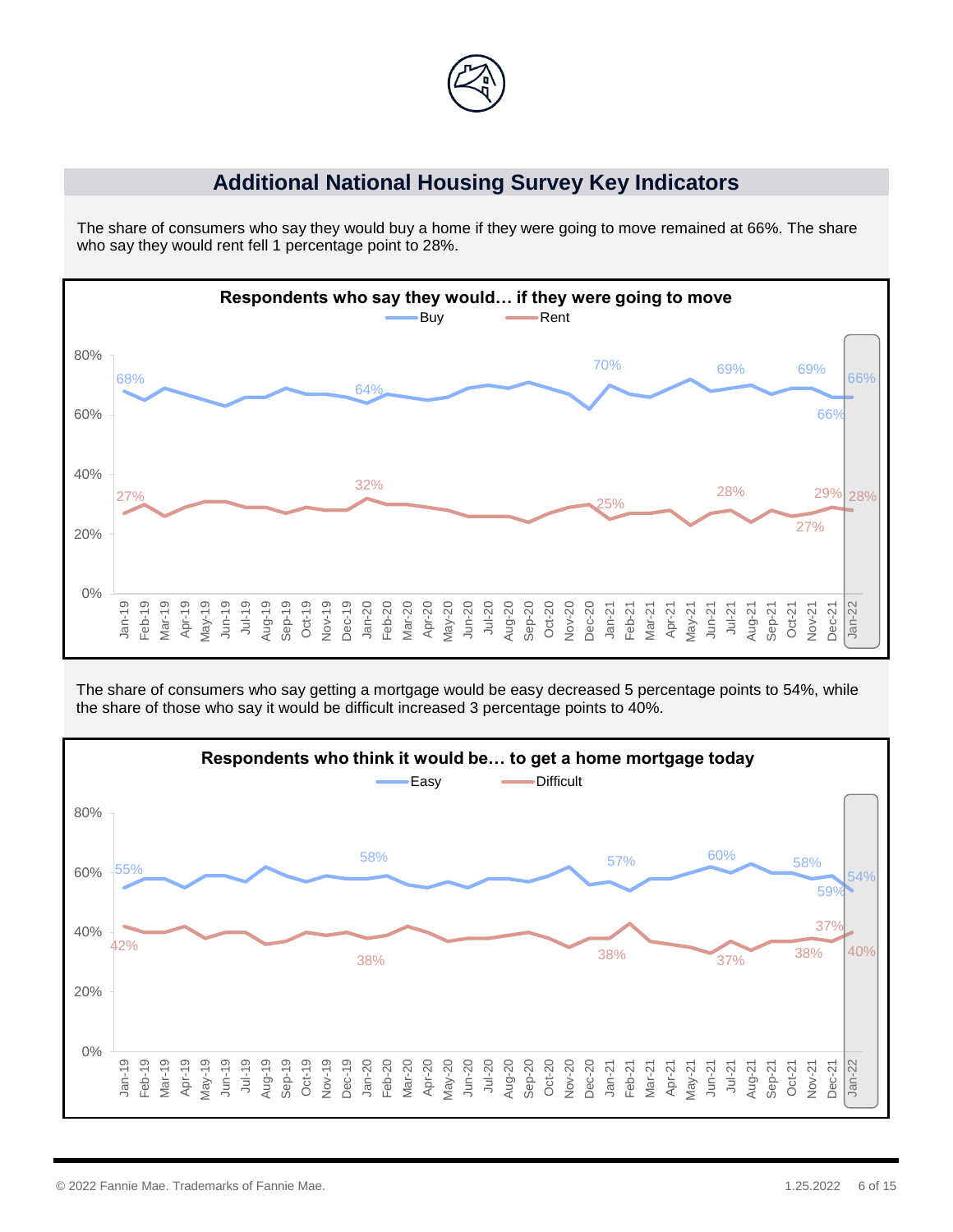## Additional National Housing Survey Key Indicators

The share of consumers who say they would buy a home if they were going to move remained at 66%. The share who say they would rent fell 1 percentage point to 28%.

**Respondents who say they would… if they were going to move**

Buy | Rent

The share of consumers who say getting a mortgage would be easy decreased 5 percentage points to 54%, while the share of those who say it would be difficult increased 3 percentage points to 40%.

**Respondents who think it would be… to get a home mortgage today**

Easy | Difficult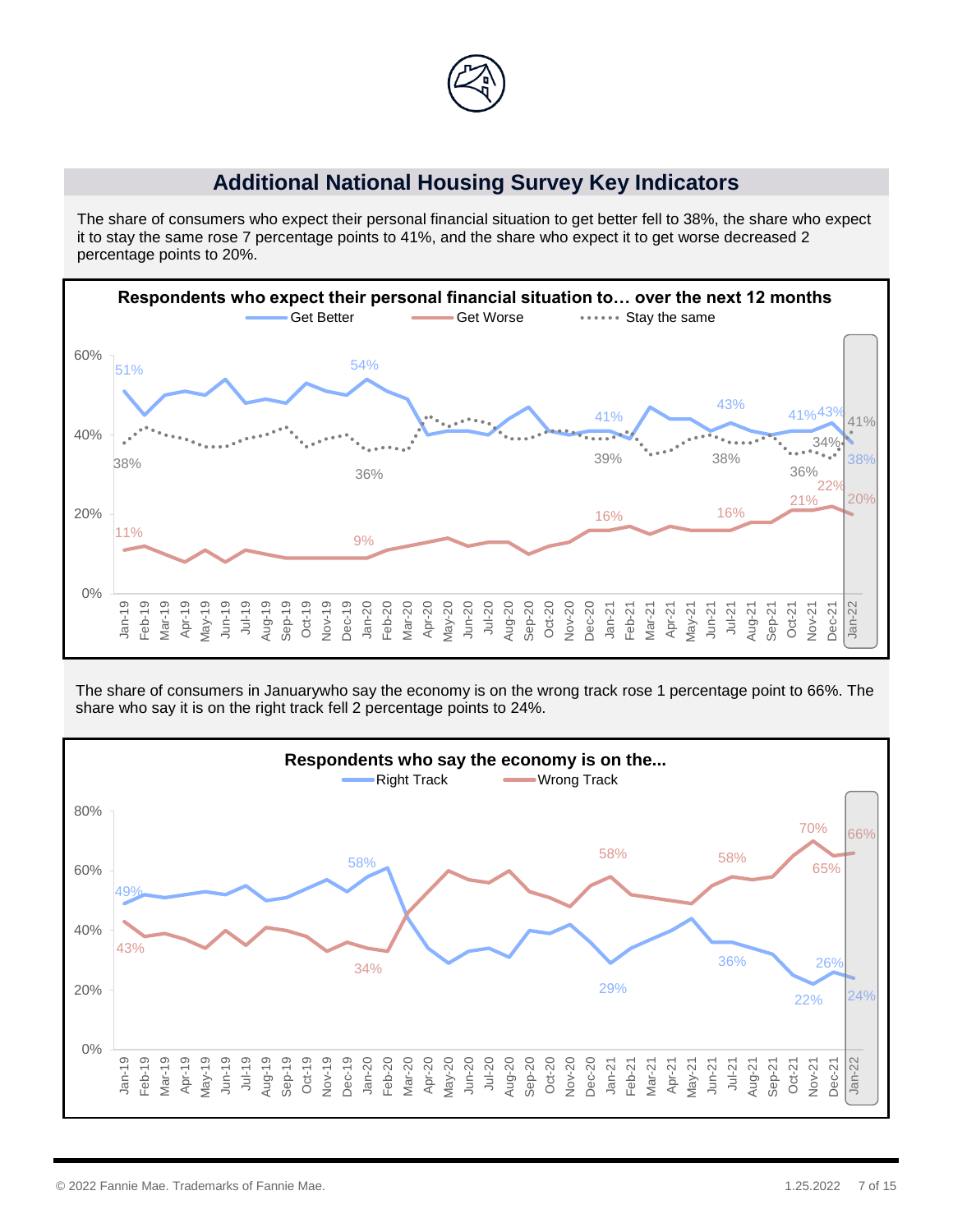## Additional National Housing Survey Key Indicators

The share of consumers who expect their personal financial situation to get better fell to 38%, the share who expect it to stay the same rose 7 percentage points to 41%, and the share who expect it to get worse decreased 2 percentage points to 20%.

**Respondents who expect their personal financial situation to… over the next 12 months**

Get Better | Get Worse | Stay the same

The share of consumers in Januarywho say the economy is on the wrong track rose 1 percentage point to 66%. The share who say it is on the right track fell 2 percentage points to 24%.

**Respondents who say the economy is on the...**

Right Track | Wrong Track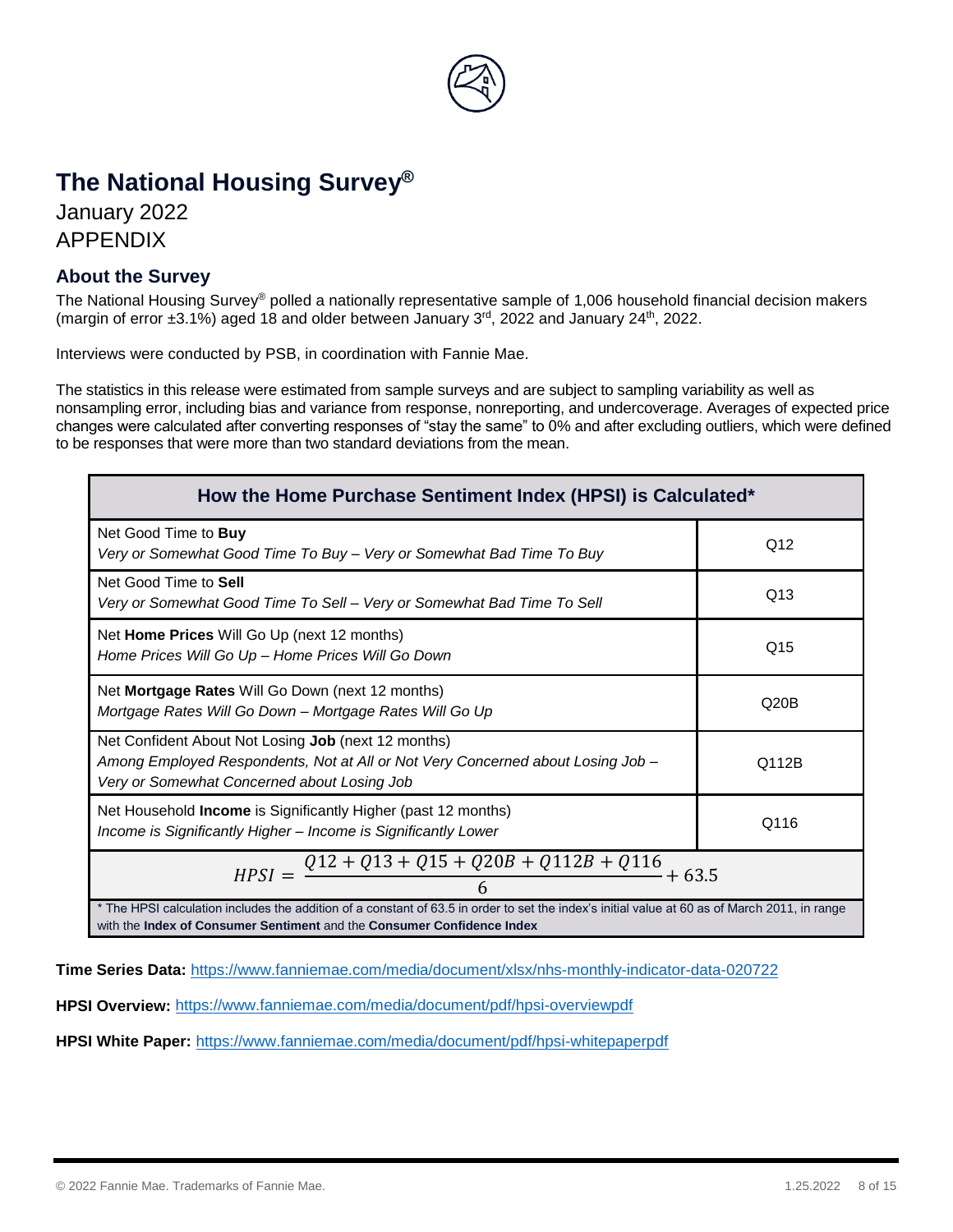# The National Housing Survey®

January 2022
APPENDIX

## About the Survey

The National Housing Survey® polled a nationally representative sample of 1,006 household financial decision makers (margin of error ±3.1%) aged 18 and older between January 3rd, 2022 and January 24th, 2022.

Interviews were conducted by PSB, in coordination with Fannie Mae.

The statistics in this release were estimated from sample surveys and are subject to sampling variability as well as nonsampling error, including bias and variance from response, nonreporting, and undercoverage. Averages of expected price changes were calculated after converting responses of "stay the same" to 0% and after excluding outliers, which were defined to be responses that were more than two standard deviations from the mean.

| How the Home Purchase Sentiment Index (HPSI) is Calculated* | |
|---|---|
| Net Good Time to **Buy**<br>*Very or Somewhat Good Time To Buy – Very or Somewhat Bad Time To Buy* | Q12 |
| Net Good Time to **Sell**<br>*Very or Somewhat Good Time To Sell – Very or Somewhat Bad Time To Sell* | Q13 |
| Net **Home Prices** Will Go Up (next 12 months)<br>*Home Prices Will Go Up – Home Prices Will Go Down* | Q15 |
| Net **Mortgage Rates** Will Go Down (next 12 months)<br>*Mortgage Rates Will Go Down – Mortgage Rates Will Go Up* | Q20B |
| Net Confident About Not Losing **Job** (next 12 months)<br>*Among Employed Respondents, Not at All or Not Very Concerned about Losing Job – Very or Somewhat Concerned about Losing Job* | Q112B |
| Net Household **Income** is Significantly Higher (past 12 months)<br>*Income is Significantly Higher – Income is Significantly Lower* | Q116 |
| $HPSI = \frac{Q12 + Q13 + Q15 + Q20B + Q112B + Q116}{6} + 63.5$ | |

\* The HPSI calculation includes the addition of a constant of 63.5 in order to set the index's initial value at 60 as of March 2011, in range with the **Index of Consumer Sentiment** and the **Consumer Confidence Index**

**Time Series Data:** https://www.fanniemae.com/media/document/xlsx/nhs-monthly-indicator-data-020722

**HPSI Overview:** https://www.fanniemae.com/media/document/pdf/hpsi-overviewpdf

**HPSI White Paper:** https://www.fanniemae.com/media/document/pdf/hpsi-whitepaperpdf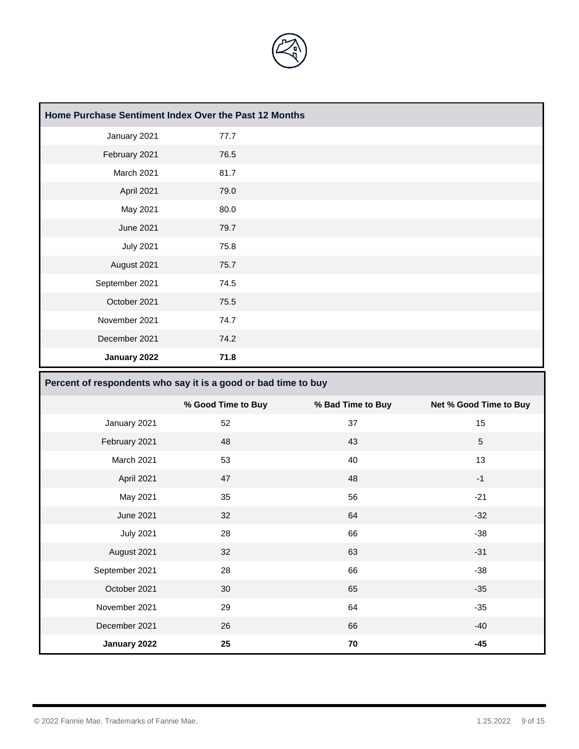| Home Purchase Sentiment Index Over the Past 12 Months | |
|---|---|
| January 2021 | 77.7 |
| February 2021 | 76.5 |
| March 2021 | 81.7 |
| April 2021 | 79.0 |
| May 2021 | 80.0 |
| June 2021 | 79.7 |
| July 2021 | 75.8 |
| August 2021 | 75.7 |
| September 2021 | 74.5 |
| October 2021 | 75.5 |
| November 2021 | 74.7 |
| December 2021 | 74.2 |
| **January 2022** | **71.8** |

**Percent of respondents who say it is a good or bad time to buy**

| | % Good Time to Buy | % Bad Time to Buy | Net % Good Time to Buy |
|---|---|---|---|
| January 2021 | 52 | 37 | 15 |
| February 2021 | 48 | 43 | 5 |
| March 2021 | 53 | 40 | 13 |
| April 2021 | 47 | 48 | -1 |
| May 2021 | 35 | 56 | -21 |
| June 2021 | 32 | 64 | -32 |
| July 2021 | 28 | 66 | -38 |
| August 2021 | 32 | 63 | -31 |
| September 2021 | 28 | 66 | -38 |
| October 2021 | 30 | 65 | -35 |
| November 2021 | 29 | 64 | -35 |
| December 2021 | 26 | 66 | -40 |
| **January 2022** | **25** | **70** | **-45** |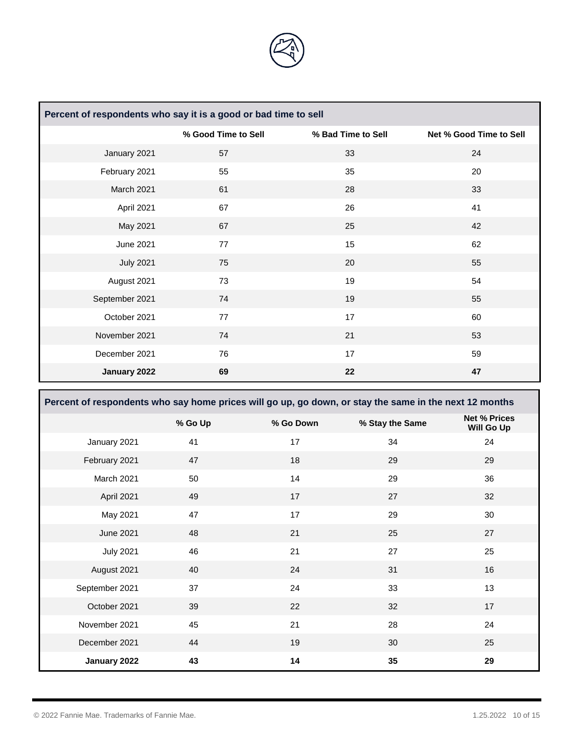| Percent of respondents who say it is a good or bad time to sell | | | |
|---|---|---|---|
| | % Good Time to Sell | % Bad Time to Sell | Net % Good Time to Sell |
| January 2021 | 57 | 33 | 24 |
| February 2021 | 55 | 35 | 20 |
| March 2021 | 61 | 28 | 33 |
| April 2021 | 67 | 26 | 41 |
| May 2021 | 67 | 25 | 42 |
| June 2021 | 77 | 15 | 62 |
| July 2021 | 75 | 20 | 55 |
| August 2021 | 73 | 19 | 54 |
| September 2021 | 74 | 19 | 55 |
| October 2021 | 77 | 17 | 60 |
| November 2021 | 74 | 21 | 53 |
| December 2021 | 76 | 17 | 59 |
| **January 2022** | **69** | **22** | **47** |

| Percent of respondents who say home prices will go up, go down, or stay the same in the next 12 months | | | | |
|---|---|---|---|---|
| | % Go Up | % Go Down | % Stay the Same | Net % Prices Will Go Up |
| January 2021 | 41 | 17 | 34 | 24 |
| February 2021 | 47 | 18 | 29 | 29 |
| March 2021 | 50 | 14 | 29 | 36 |
| April 2021 | 49 | 17 | 27 | 32 |
| May 2021 | 47 | 17 | 29 | 30 |
| June 2021 | 48 | 21 | 25 | 27 |
| July 2021 | 46 | 21 | 27 | 25 |
| August 2021 | 40 | 24 | 31 | 16 |
| September 2021 | 37 | 24 | 33 | 13 |
| October 2021 | 39 | 22 | 32 | 17 |
| November 2021 | 45 | 21 | 28 | 24 |
| December 2021 | 44 | 19 | 30 | 25 |
| **January 2022** | **43** | **14** | **35** | **29** |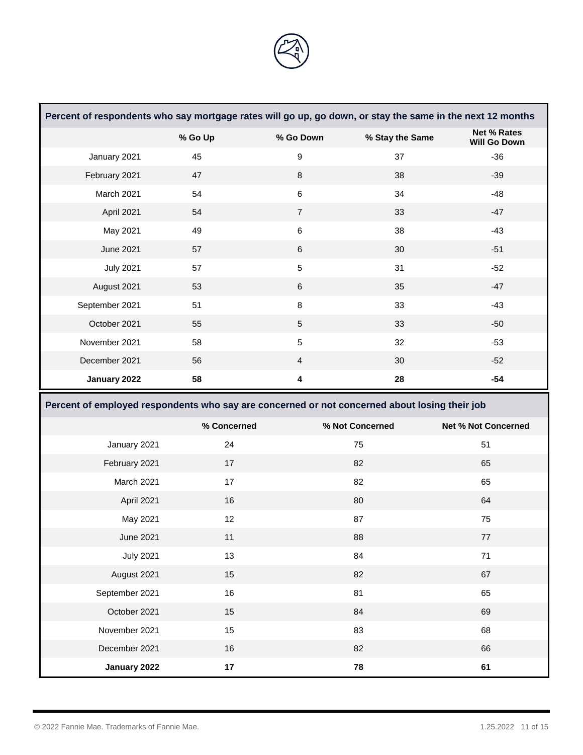| Percent of respondents who say mortgage rates will go up, go down, or stay the same in the next 12 months | | | | |
|---|---|---|---|---|
| | % Go Up | % Go Down | % Stay the Same | Net % Rates Will Go Down |
| January 2021 | 45 | 9 | 37 | -36 |
| February 2021 | 47 | 8 | 38 | -39 |
| March 2021 | 54 | 6 | 34 | -48 |
| April 2021 | 54 | 7 | 33 | -47 |
| May 2021 | 49 | 6 | 38 | -43 |
| June 2021 | 57 | 6 | 30 | -51 |
| July 2021 | 57 | 5 | 31 | -52 |
| August 2021 | 53 | 6 | 35 | -47 |
| September 2021 | 51 | 8 | 33 | -43 |
| October 2021 | 55 | 5 | 33 | -50 |
| November 2021 | 58 | 5 | 32 | -53 |
| December 2021 | 56 | 4 | 30 | -52 |
| **January 2022** | **58** | **4** | **28** | **-54** |

| Percent of employed respondents who say are concerned or not concerned about losing their job | | | |
|---|---|---|---|
| | % Concerned | % Not Concerned | Net % Not Concerned |
| January 2021 | 24 | 75 | 51 |
| February 2021 | 17 | 82 | 65 |
| March 2021 | 17 | 82 | 65 |
| April 2021 | 16 | 80 | 64 |
| May 2021 | 12 | 87 | 75 |
| June 2021 | 11 | 88 | 77 |
| July 2021 | 13 | 84 | 71 |
| August 2021 | 15 | 82 | 67 |
| September 2021 | 16 | 81 | 65 |
| October 2021 | 15 | 84 | 69 |
| November 2021 | 15 | 83 | 68 |
| December 2021 | 16 | 82 | 66 |
| **January 2022** | **17** | **78** | **61** |

© 2022 Fannie Mae. Trademarks of Fannie Mae.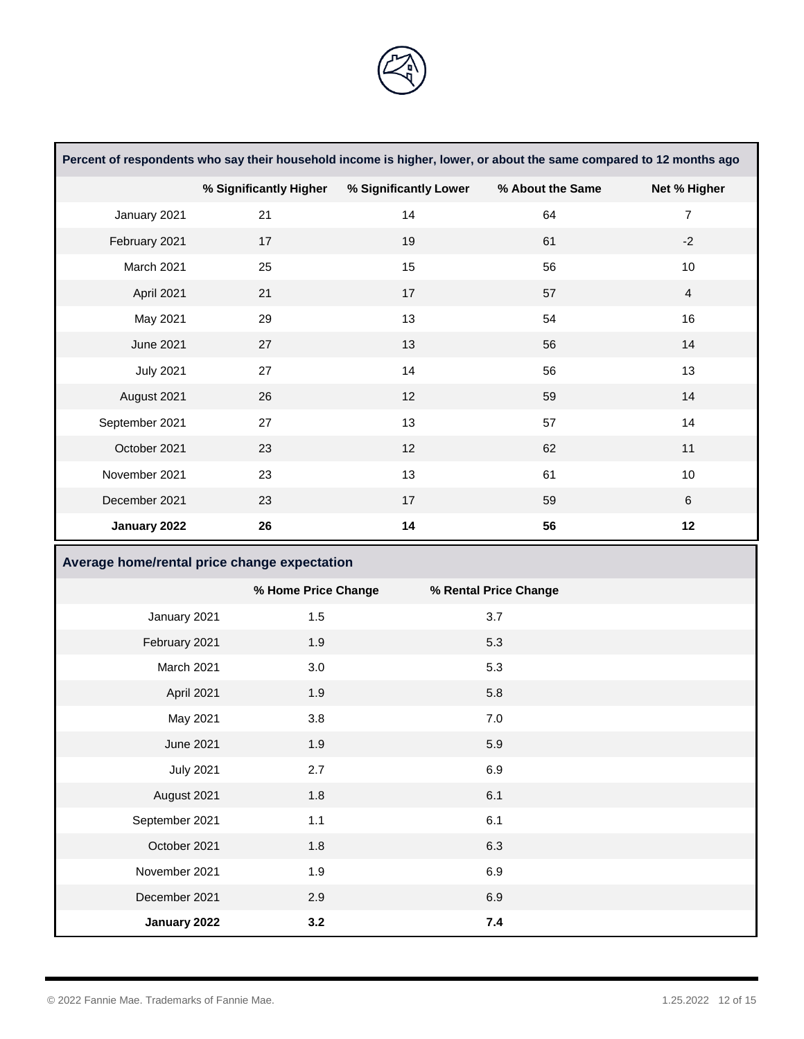| Percent of respondents who say their household income is higher, lower, or about the same compared to 12 months ago | | | | |
|---|---|---|---|---|
| | % Significantly Higher | % Significantly Lower | % About the Same | Net % Higher |
| January 2021 | 21 | 14 | 64 | 7 |
| February 2021 | 17 | 19 | 61 | -2 |
| March 2021 | 25 | 15 | 56 | 10 |
| April 2021 | 21 | 17 | 57 | 4 |
| May 2021 | 29 | 13 | 54 | 16 |
| June 2021 | 27 | 13 | 56 | 14 |
| July 2021 | 27 | 14 | 56 | 13 |
| August 2021 | 26 | 12 | 59 | 14 |
| September 2021 | 27 | 13 | 57 | 14 |
| October 2021 | 23 | 12 | 62 | 11 |
| November 2021 | 23 | 13 | 61 | 10 |
| December 2021 | 23 | 17 | 59 | 6 |
| **January 2022** | **26** | **14** | **56** | **12** |

| Average home/rental price change expectation | | |
|---|---|---|
| | % Home Price Change | % Rental Price Change |
| January 2021 | 1.5 | 3.7 |
| February 2021 | 1.9 | 5.3 |
| March 2021 | 3.0 | 5.3 |
| April 2021 | 1.9 | 5.8 |
| May 2021 | 3.8 | 7.0 |
| June 2021 | 1.9 | 5.9 |
| July 2021 | 2.7 | 6.9 |
| August 2021 | 1.8 | 6.1 |
| September 2021 | 1.1 | 6.1 |
| October 2021 | 1.8 | 6.3 |
| November 2021 | 1.9 | 6.9 |
| December 2021 | 2.9 | 6.9 |
| **January 2022** | **3.2** | **7.4** |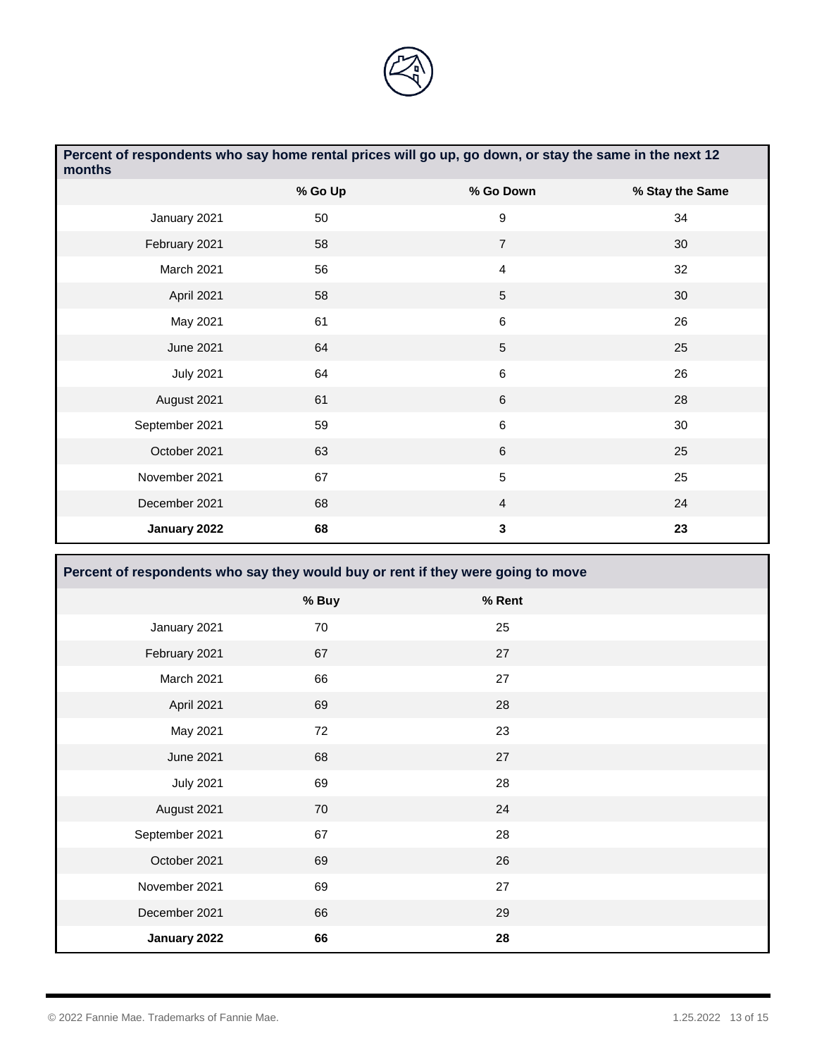| Percent of respondents who say home rental prices will go up, go down, or stay the same in the next 12 months | | | |
|---|---|---|---|
| | % Go Up | % Go Down | % Stay the Same |
| January 2021 | 50 | 9 | 34 |
| February 2021 | 58 | 7 | 30 |
| March 2021 | 56 | 4 | 32 |
| April 2021 | 58 | 5 | 30 |
| May 2021 | 61 | 6 | 26 |
| June 2021 | 64 | 5 | 25 |
| July 2021 | 64 | 6 | 26 |
| August 2021 | 61 | 6 | 28 |
| September 2021 | 59 | 6 | 30 |
| October 2021 | 63 | 6 | 25 |
| November 2021 | 67 | 5 | 25 |
| December 2021 | 68 | 4 | 24 |
| **January 2022** | **68** | **3** | **23** |

| Percent of respondents who say they would buy or rent if they were going to move | | |
|---|---|---|
| | % Buy | % Rent |
| January 2021 | 70 | 25 |
| February 2021 | 67 | 27 |
| March 2021 | 66 | 27 |
| April 2021 | 69 | 28 |
| May 2021 | 72 | 23 |
| June 2021 | 68 | 27 |
| July 2021 | 69 | 28 |
| August 2021 | 70 | 24 |
| September 2021 | 67 | 28 |
| October 2021 | 69 | 26 |
| November 2021 | 69 | 27 |
| December 2021 | 66 | 29 |
| **January 2022** | **66** | **28** |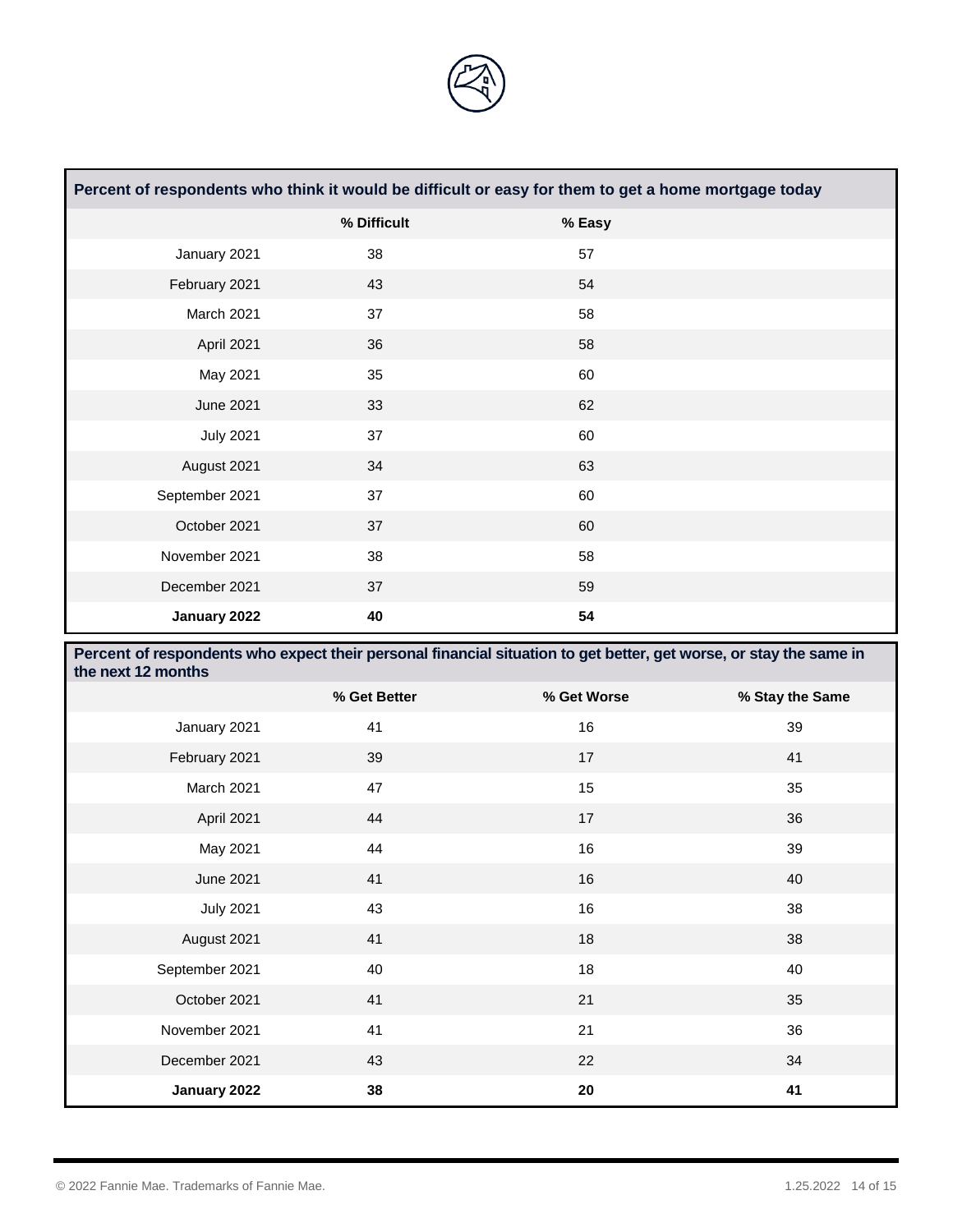| Percent of respondents who think it would be difficult or easy for them to get a home mortgage today | | |
|---|---|---|
| | % Difficult | % Easy |
| January 2021 | 38 | 57 |
| February 2021 | 43 | 54 |
| March 2021 | 37 | 58 |
| April 2021 | 36 | 58 |
| May 2021 | 35 | 60 |
| June 2021 | 33 | 62 |
| July 2021 | 37 | 60 |
| August 2021 | 34 | 63 |
| September 2021 | 37 | 60 |
| October 2021 | 37 | 60 |
| November 2021 | 38 | 58 |
| December 2021 | 37 | 59 |
| **January 2022** | **40** | **54** |

| Percent of respondents who expect their personal financial situation to get better, get worse, or stay the same in the next 12 months | | | |
|---|---|---|---|
| | % Get Better | % Get Worse | % Stay the Same |
| January 2021 | 41 | 16 | 39 |
| February 2021 | 39 | 17 | 41 |
| March 2021 | 47 | 15 | 35 |
| April 2021 | 44 | 17 | 36 |
| May 2021 | 44 | 16 | 39 |
| June 2021 | 41 | 16 | 40 |
| July 2021 | 43 | 16 | 38 |
| August 2021 | 41 | 18 | 38 |
| September 2021 | 40 | 18 | 40 |
| October 2021 | 41 | 21 | 35 |
| November 2021 | 41 | 21 | 36 |
| December 2021 | 43 | 22 | 34 |
| **January 2022** | **38** | **20** | **41** |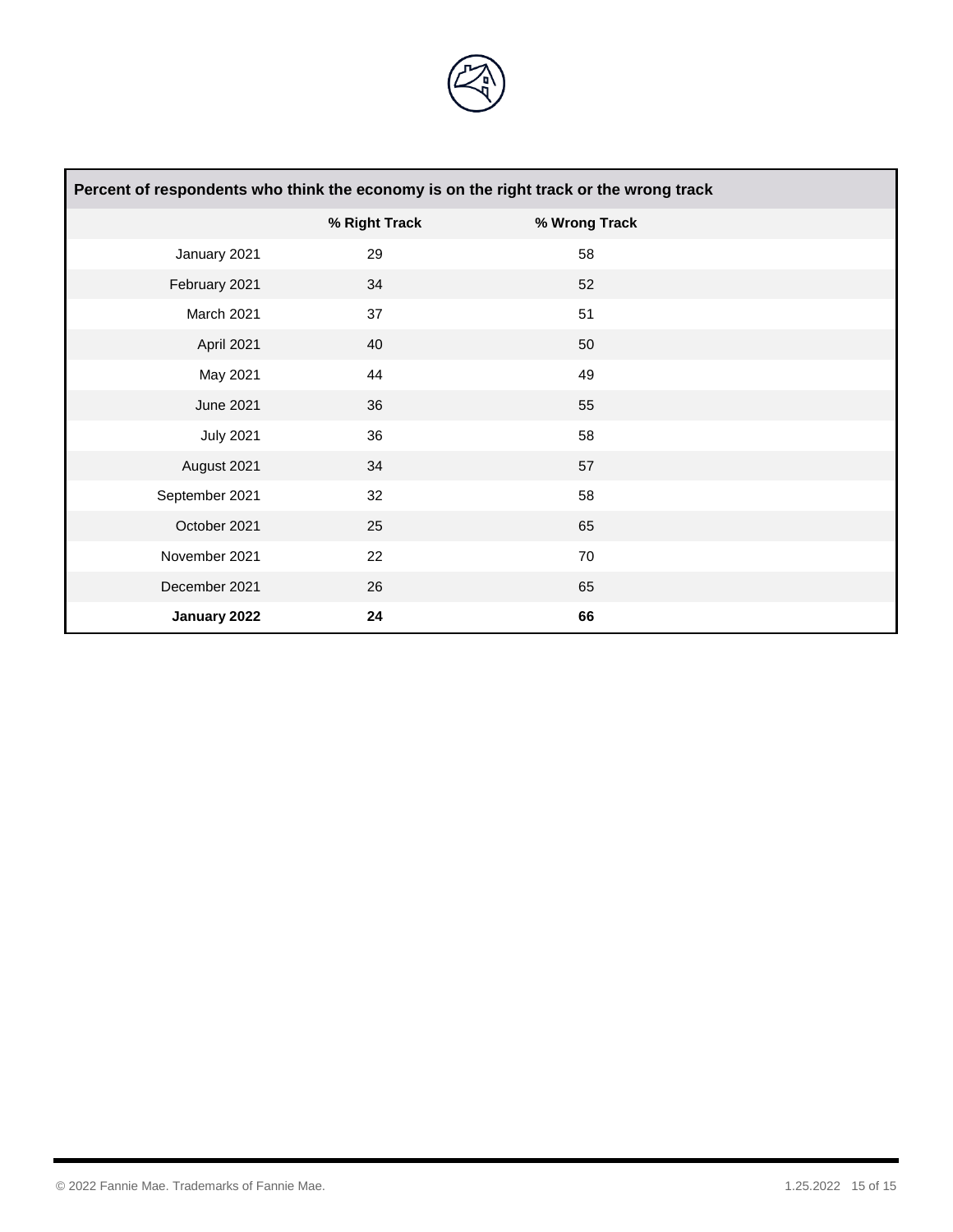| Percent of respondents who think the economy is on the right track or the wrong track | | |
|---|---|---|
| | **% Right Track** | **% Wrong Track** |
| January 2021 | 29 | 58 |
| February 2021 | 34 | 52 |
| March 2021 | 37 | 51 |
| April 2021 | 40 | 50 |
| May 2021 | 44 | 49 |
| June 2021 | 36 | 55 |
| July 2021 | 36 | 58 |
| August 2021 | 34 | 57 |
| September 2021 | 32 | 58 |
| October 2021 | 25 | 65 |
| November 2021 | 22 | 70 |
| December 2021 | 26 | 65 |
| **January 2022** | **24** | **66** |